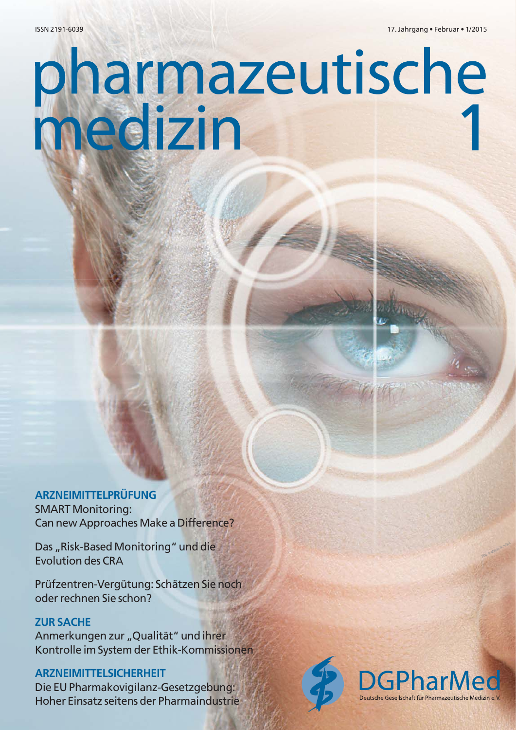ISSN 2191-6039

17. Jahrgang • Februar • 1/2015

# pharmazeutische medizin 1

## ARZNEIMITTELPRÜFUNG

SMART Monitoring: Can new Approaches Make a Difference?

Das „Risk-Based Monitoring" und die Evolution des CRA

Prüfzentren-Vergütung: Schätzen Sie noch oder rechnen Sie schon?

## ZUR SACHE

Anmerkungen zur „Qualität" und ihrer Kontrolle im System der Ethik-Kommissionen

## ARZNEIMITTELSICHERHEIT

Die EU Pharmakovigilanz-Gesetzgebung: Hoher Einsatz seitens der Pharmaindustrie

DGPharMed

Deutsche Gesellschaft für Pharmazeutische Medizin e.V.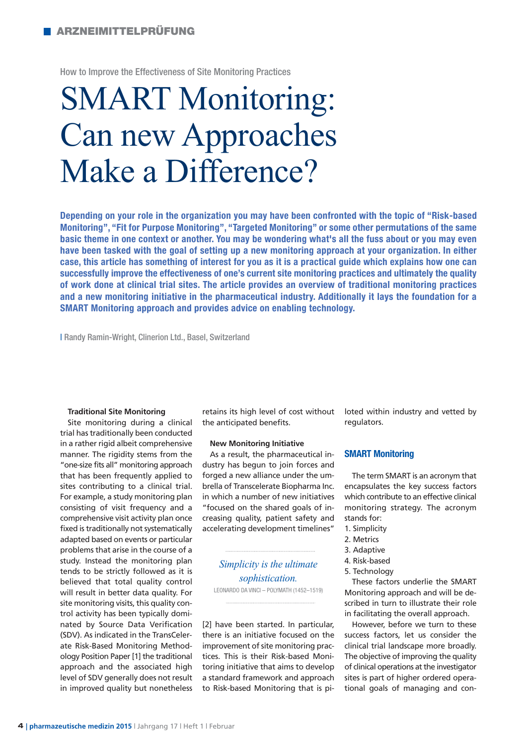How to Improve the Effectiveness of Site Monitoring Practices

# SMART Monitoring: Can new Approaches Make a Difference?

**Depending on your role in the organization you may have been confronted with the topic of "Risk-based Monitoring", "Fit for Purpose Monitoring", "Targeted Monitoring" or some other permutations of the same basic theme in one context or another. You may be wondering what's all the fuss about or you may even have been tasked with the goal of setting up a new monitoring approach at your organization. In either case, this article has something of interest for you as it is a practical guide which explains how one can successfully improve the effectiveness of one's current site monitoring practices and ultimately the quality of work done at clinical trial sites. The article provides an overview of traditional monitoring practices and a new monitoring initiative in the pharmaceutical industry. Additionally it lays the foundation for a SMART Monitoring approach and provides advice on enabling technology.**

| Randy Ramin-Wright, Clinerion Ltd., Basel, Switzerland

### Traditional Site Monitoring

Site monitoring during a clinical trial has traditionally been conducted in a rather rigid albeit comprehensive manner. The rigidity stems from the "one-size fits all" monitoring approach that has been frequently applied to sites contributing to a clinical trial. For example, a study monitoring plan consisting of visit frequency and a comprehensive visit activity plan once fixed is traditionally not systematically adapted based on events or particular problems that arise in the course of a study. Instead the monitoring plan tends to be strictly followed as it is believed that total quality control will result in better data quality. For site monitoring visits, this quality control activity has been typically dominated by Source Data Verification (SDV). As indicated in the TransCelerate Risk-Based Monitoring Methodology Position Paper [1] the traditional approach and the associated high level of SDV generally does not result in improved quality but nonetheless retains its high level of cost without the anticipated benefits.

### New Monitoring Initiative

As a result, the pharmaceutical industry has begun to join forces and forged a new alliance under the umbrella of Transcelerate Biopharma Inc. in which a number of new initiatives "focused on the shared goals of increasing quality, patient safety and accelerating development timelines" [2] have been started. In particular, there is an initiative focused on the improvement of site monitoring practices. This is their Risk-based Monitoring initiative that aims to develop a standard framework and approach to Risk-based Monitoring that is piloted within industry and vetted by regulators.

> *Simplicity is the ultimate sophistication.*
>
> LEONARDO DA VINCI – POLYMATH (1452–1519)

## SMART Monitoring

The term SMART is an acronym that encapsulates the key success factors which contribute to an effective clinical monitoring strategy. The acronym stands for:

1. Simplicity
2. Metrics
3. Adaptive
4. Risk-based
5. Technology

These factors underlie the SMART Monitoring approach and will be described in turn to illustrate their role in facilitating the overall approach.

However, before we turn to these success factors, let us consider the clinical trial landscape more broadly. The objective of improving the quality of clinical operations at the investigator sites is part of higher ordered operational goals of managing and con-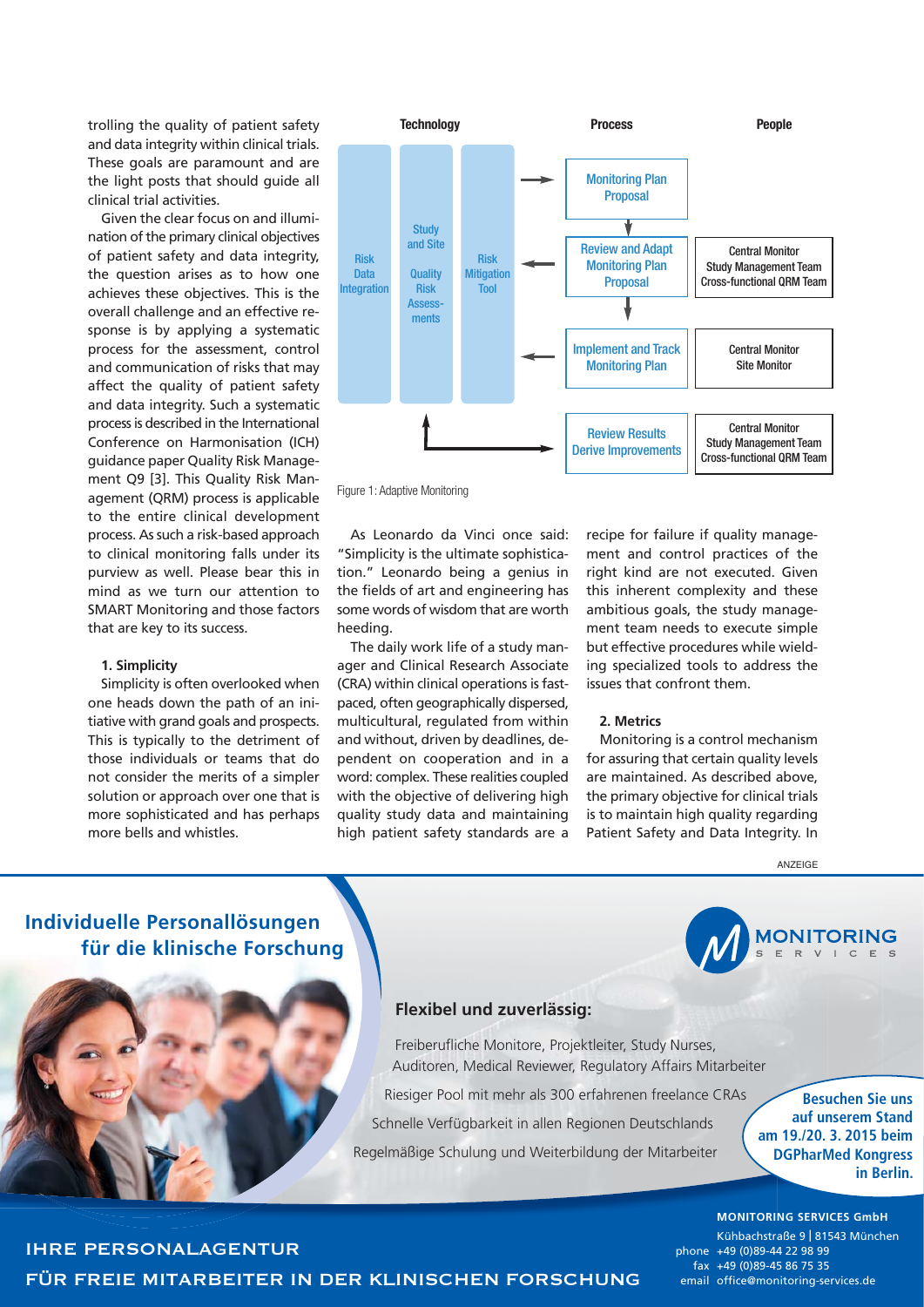trolling the quality of patient safety and data integrity within clinical trials. These goals are paramount and are the light posts that should guide all clinical trial activities.

Given the clear focus on and illumination of the primary clinical objectives of patient safety and data integrity, the question arises as to how one achieves these objectives. This is the overall challenge and an effective response is by applying a systematic process for the assessment, control and communication of risks that may affect the quality of patient safety and data integrity. Such a systematic process is described in the International Conference on Harmonisation (ICH) guidance paper Quality Risk Management Q9 [3]. This Quality Risk Management (QRM) process is applicable to the entire clinical development process. As such a risk-based approach to clinical monitoring falls under its purview as well. Please bear this in mind as we turn our attention to SMART Monitoring and those factors that are key to its success.

| Technology | | | Process | People |
|---|---|---|---|---|
| Risk Data Integration | Study and Site Quality Risk Assessments | Risk Mitigation Tool | Monitoring Plan Proposal | |
| | | | Review and Adapt Monitoring Plan Proposal | Central Monitor, Study Management Team, Cross-functional QRM Team |
| | | | Implement and Track Monitoring Plan | Central Monitor, Site Monitor |
| | | | Review Results, Derive Improvements | Central Monitor, Study Management Team, Cross-functional QRM Team |

Figure 1: Adaptive Monitoring

**1. Simplicity**

Simplicity is often overlooked when one heads down the path of an initiative with grand goals and prospects. This is typically to the detriment of those individuals or teams that do not consider the merits of a simpler solution or approach over one that is more sophisticated and has perhaps more bells and whistles.

As Leonardo da Vinci once said: "Simplicity is the ultimate sophistication." Leonardo being a genius in the fields of art and engineering has some words of wisdom that are worth heeding.

The daily work life of a study manager and Clinical Research Associate (CRA) within clinical operations is fast-paced, often geographically dispersed, multicultural, regulated from within and without, driven by deadlines, dependent on cooperation and in a word: complex. These realities coupled with the objective of delivering high quality study data and maintaining high patient safety standards are a recipe for failure if quality management and control practices of the right kind are not executed. Given this inherent complexity and these ambitious goals, the study management team needs to execute simple but effective procedures while wielding specialized tools to address the issues that confront them.

**2. Metrics**

Monitoring is a control mechanism for assuring that certain quality levels are maintained. As described above, the primary objective for clinical trials is to maintain high quality regarding Patient Safety and Data Integrity. In

ANZEIGE

**Individuelle Personallösungen für die klinische Forschung**

MONITORING SERVICES

**Flexibel und zuverlässig:**

Freiberufliche Monitore, Projektleiter, Study Nurses, Auditoren, Medical Reviewer, Regulatory Affairs Mitarbeiter

Riesiger Pool mit mehr als 300 erfahrenen freelance CRAs

Schnelle Verfügbarkeit in allen Regionen Deutschlands

Regelmäßige Schulung und Weiterbildung der Mitarbeiter

**Besuchen Sie uns auf unserem Stand am 19./20. 3. 2015 beim DGPharMed Kongress in Berlin.**

IHRE PERSONALAGENTUR FÜR FREIE MITARBEITER IN DER KLINISCHEN FORSCHUNG

**MONITORING SERVICES GmbH**
Kühbachstraße 9 | 81543 München
phone +49 (0)89-44 22 98 99
fax +49 (0)89-45 86 75 35
email office@monitoring-services.de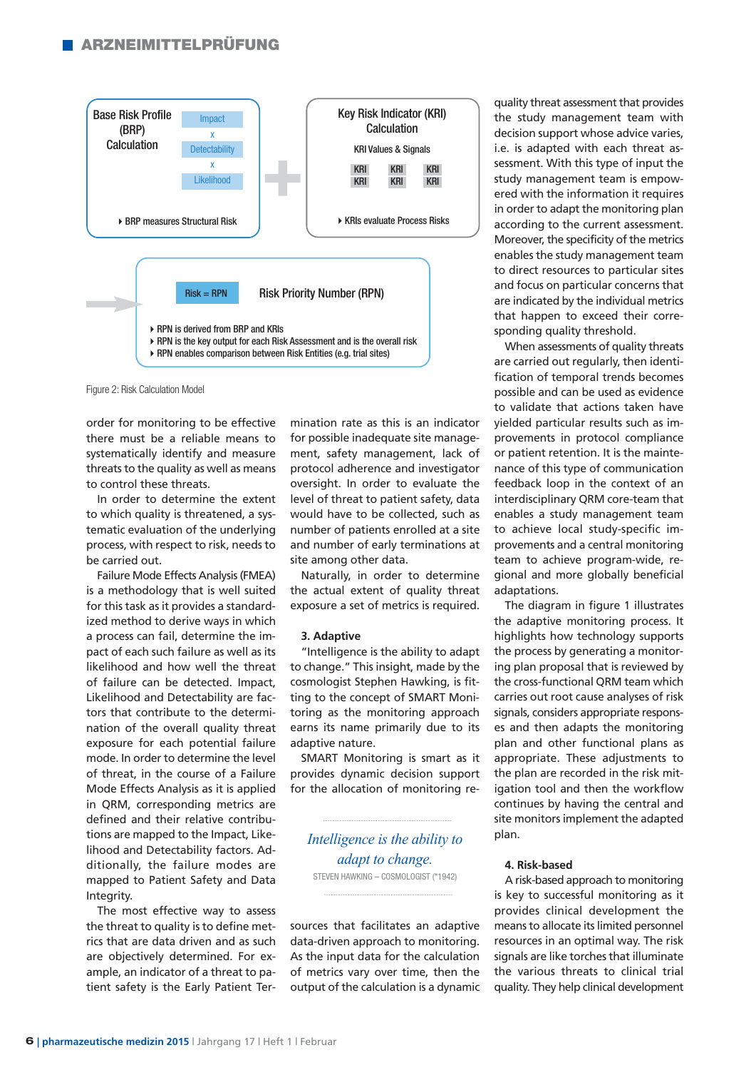Base Risk Profile (BRP) Calculation

Impact x Detectability x Likelihood

- BRP measures Structural Risk

Key Risk Indicator (KRI) Calculation

KRI Values & Signals

KRI KRI KRI
KRI KRI KRI

- KRIs evaluate Process Risks

Risk = RPN — Risk Priority Number (RPN)

- RPN is derived from BRP and KRIs
- RPN is the key output for each Risk Assessment and is the overall risk
- RPN enables comparison between Risk Entities (e.g. trial sites)

Figure 2: Risk Calculation Model

order for monitoring to be effective there must be a reliable means to systematically identify and measure threats to the quality as well as means to control these threats.

In order to determine the extent to which quality is threatened, a systematic evaluation of the underlying process, with respect to risk, needs to be carried out.

Failure Mode Effects Analysis (FMEA) is a methodology that is well suited for this task as it provides a standardized method to derive ways in which a process can fail, determine the impact of each such failure as well as its likelihood and how well the threat of failure can be detected. Impact, Likelihood and Detectability are factors that contribute to the determination of the overall quality threat exposure for each potential failure mode. In order to determine the level of threat, in the course of a Failure Mode Effects Analysis as it is applied in QRM, corresponding metrics are defined and their relative contributions are mapped to the Impact, Likelihood and Detectability factors. Additionally, the failure modes are mapped to Patient Safety and Data Integrity.

The most effective way to assess the threat to quality is to define metrics that are data driven and as such are objectively determined. For example, an indicator of a threat to patient safety is the Early Patient Termination rate as this is an indicator for possible inadequate site management, safety management, lack of protocol adherence and investigator oversight. In order to evaluate the level of threat to patient safety, data would have to be collected, such as number of patients enrolled at a site and number of early terminations at site among other data.

Naturally, in order to determine the actual extent of quality threat exposure a set of metrics is required.

### 3. Adaptive

"Intelligence is the ability to adapt to change." This insight, made by the cosmologist Stephen Hawking, is fitting to the concept of SMART Monitoring as the monitoring approach earns its name primarily due to its adaptive nature.

SMART Monitoring is smart as it provides dynamic decision support for the allocation of monitoring resources that facilitates an adaptive data-driven approach to monitoring. As the input data for the calculation of metrics vary over time, then the output of the calculation is a dynamic quality threat assessment that provides the study management team with decision support whose advice varies, i.e. is adapted with each threat assessment. With this type of input the study management team is empowered with the information it requires in order to adapt the monitoring plan according to the current assessment. Moreover, the specificity of the metrics enables the study management team to direct resources to particular sites and focus on particular concerns that are indicated by the individual metrics that happen to exceed their corresponding quality threshold.

> *Intelligence is the ability to adapt to change.*
>
> STEVEN HAWKING – COSMOLOGIST (*1942)

When assessments of quality threats are carried out regularly, then identification of temporal trends becomes possible and can be used as evidence to validate that actions taken have yielded particular results such as improvements in protocol compliance or patient retention. It is the maintenance of this type of communication feedback loop in the context of an interdisciplinary QRM core-team that enables a study management team to achieve local study-specific improvements and a central monitoring team to achieve program-wide, regional and more globally beneficial adaptations.

The diagram in figure 1 illustrates the adaptive monitoring process. It highlights how technology supports the process by generating a monitoring plan proposal that is reviewed by the cross-functional QRM team which carries out root cause analyses of risk signals, considers appropriate responses and then adapts the monitoring plan and other functional plans as appropriate. These adjustments to the plan are recorded in the risk mitigation tool and then the workflow continues by having the central and site monitors implement the adapted plan.

### 4. Risk-based

A risk-based approach to monitoring is key to successful monitoring as it provides clinical development the means to allocate its limited personnel resources in an optimal way. The risk signals are like torches that illuminate the various threats to clinical trial quality. They help clinical development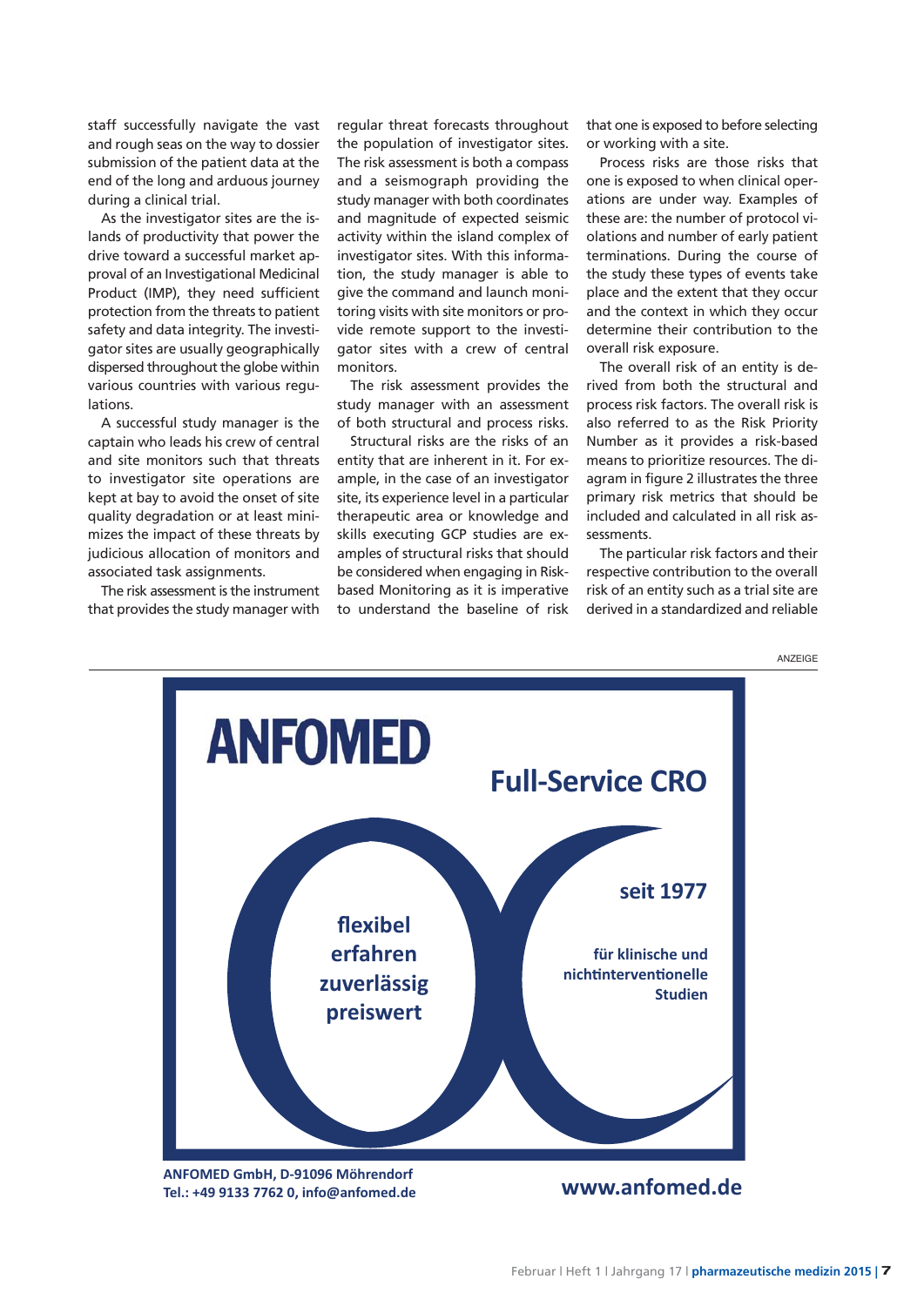staff successfully navigate the vast and rough seas on the way to dossier submission of the patient data at the end of the long and arduous journey during a clinical trial.

As the investigator sites are the islands of productivity that power the drive toward a successful market approval of an Investigational Medicinal Product (IMP), they need sufficient protection from the threats to patient safety and data integrity. The investigator sites are usually geographically dispersed throughout the globe within various countries with various regulations.

A successful study manager is the captain who leads his crew of central and site monitors such that threats to investigator site operations are kept at bay to avoid the onset of site quality degradation or at least minimizes the impact of these threats by judicious allocation of monitors and associated task assignments.

The risk assessment is the instrument that provides the study manager with regular threat forecasts throughout the population of investigator sites. The risk assessment is both a compass and a seismograph providing the study manager with both coordinates and magnitude of expected seismic activity within the island complex of investigator sites. With this information, the study manager is able to give the command and launch monitoring visits with site monitors or provide remote support to the investigator sites with a crew of central monitors.

The risk assessment provides the study manager with an assessment of both structural and process risks.

Structural risks are the risks of an entity that are inherent in it. For example, in the case of an investigator site, its experience level in a particular therapeutic area or knowledge and skills executing GCP studies are examples of structural risks that should be considered when engaging in Risk-based Monitoring as it is imperative to understand the baseline of risk that one is exposed to before selecting or working with a site.

Process risks are those risks that one is exposed to when clinical operations are under way. Examples of these are: the number of protocol violations and number of early patient terminations. During the course of the study these types of events take place and the extent that they occur and the context in which they occur determine their contribution to the overall risk exposure.

The overall risk of an entity is derived from both the structural and process risk factors. The overall risk is also referred to as the Risk Priority Number as it provides a risk-based means to prioritize resources. The diagram in figure 2 illustrates the three primary risk metrics that should be included and calculated in all risk assessments.

The particular risk factors and their respective contribution to the overall risk of an entity such as a trial site are derived in a standardized and reliable

ANZEIGE

**ANFOMED**

**Full-Service CRO**

**flexibel**
**erfahren**
**zuverlässig**
**preiswert**

**seit 1977**

**für klinische und nichtinterventionelle Studien**

**ANFOMED GmbH, D-91096 Möhrendorf**
**Tel.: +49 9133 7762 0, info@anfomed.de**

**www.anfomed.de**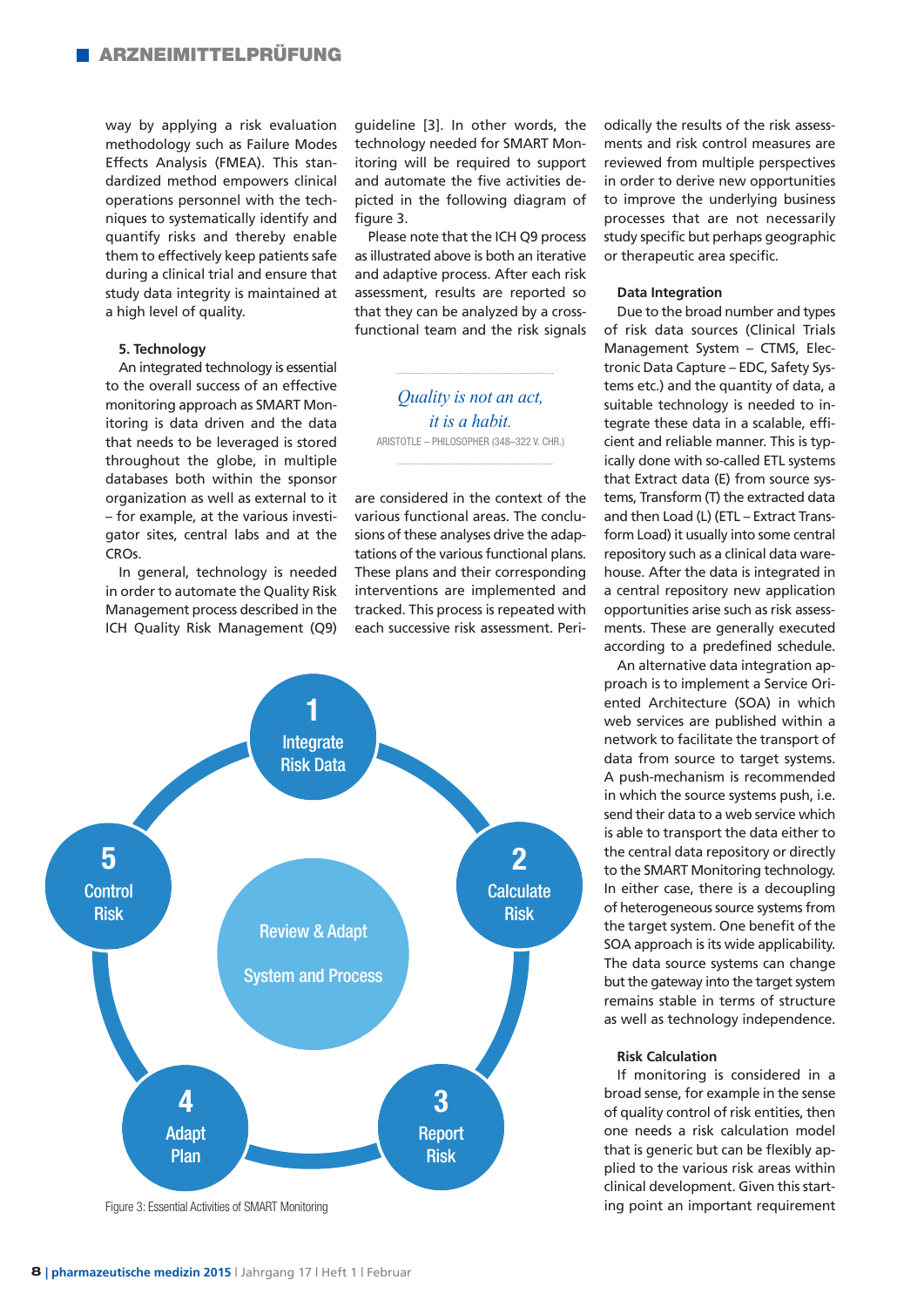way by applying a risk evaluation methodology such as Failure Modes Effects Analysis (FMEA). This standardized method empowers clinical operations personnel with the techniques to systematically identify and quantify risks and thereby enable them to effectively keep patients safe during a clinical trial and ensure that study data integrity is maintained at a high level of quality.

### 5. Technology

An integrated technology is essential to the overall success of an effective monitoring approach as SMART Monitoring is data driven and the data that needs to be leveraged is stored throughout the globe, in multiple databases both within the sponsor organization as well as external to it – for example, at the various investigator sites, central labs and at the CROs.

In general, technology is needed in order to automate the Quality Risk Management process described in the ICH Quality Risk Management (Q9) guideline [3]. In other words, the technology needed for SMART Monitoring will be required to support and automate the five activities depicted in the following diagram of figure 3.

Please note that the ICH Q9 process as illustrated above is both an iterative and adaptive process. After each risk assessment, results are reported so that they can be analyzed by a cross-functional team and the risk signals are considered in the context of the various functional areas. The conclusions of these analyses drive the adaptations of the various functional plans. These plans and their corresponding interventions are implemented and tracked. This process is repeated with each successive risk assessment. Periodically the results of the risk assessments and risk control measures are reviewed from multiple perspectives in order to derive new opportunities to improve the underlying business processes that are not necessarily study specific but perhaps geographic or therapeutic area specific.

> *Quality is not an act, it is a habit.*
>
> ARISTOTLE – PHILOSOPHER (348–322 V. CHR.)

Figure 3: Essential Activities of SMART Monitoring

### Data Integration

Due to the broad number and types of risk data sources (Clinical Trials Management System – CTMS, Electronic Data Capture – EDC, Safety Systems etc.) and the quantity of data, a suitable technology is needed to integrate these data in a scalable, efficient and reliable manner. This is typically done with so-called ETL systems that Extract data (E) from source systems, Transform (T) the extracted data and then Load (L) (ETL – Extract Transform Load) it usually into some central repository such as a clinical data warehouse. After the data is integrated in a central repository new application opportunities arise such as risk assessments. These are generally executed according to a predefined schedule.

An alternative data integration approach is to implement a Service Oriented Architecture (SOA) in which web services are published within a network to facilitate the transport of data from source to target systems. A push-mechanism is recommended in which the source systems push, i.e. send their data to a web service which is able to transport the data either to the central data repository or directly to the SMART Monitoring technology. In either case, there is a decoupling of heterogeneous source systems from the target system. One benefit of the SOA approach is its wide applicability. The data source systems can change but the gateway into the target system remains stable in terms of structure as well as technology independence.

### Risk Calculation

If monitoring is considered in a broad sense, for example in the sense of quality control of risk entities, then one needs a risk calculation model that is generic but can be flexibly applied to the various risk areas within clinical development. Given this starting point an important requirement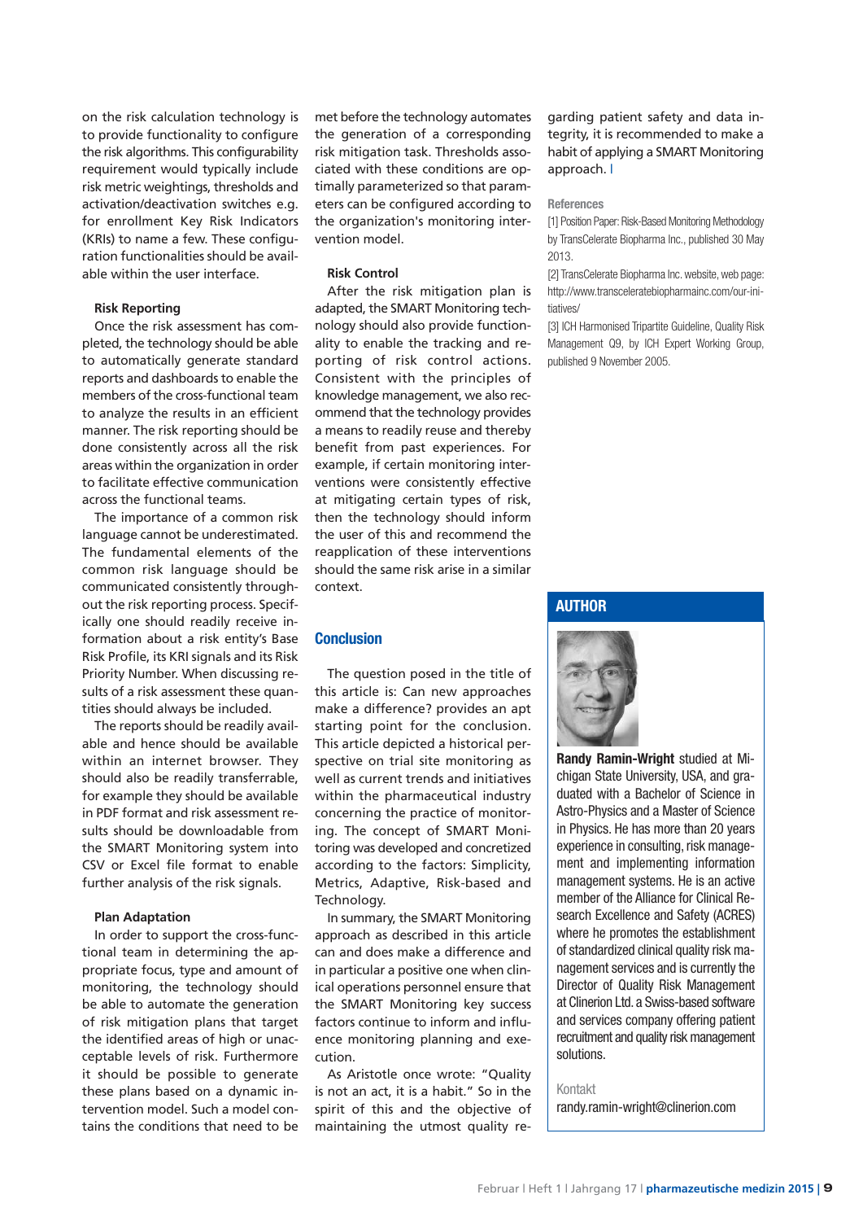on the risk calculation technology is to provide functionality to configure the risk algorithms. This configurability requirement would typically include risk metric weightings, thresholds and activation/deactivation switches e.g. for enrollment Key Risk Indicators (KRIs) to name a few. These configuration functionalities should be available within the user interface.

**Risk Reporting**

Once the risk assessment has completed, the technology should be able to automatically generate standard reports and dashboards to enable the members of the cross-functional team to analyze the results in an efficient manner. The risk reporting should be done consistently across all the risk areas within the organization in order to facilitate effective communication across the functional teams.

The importance of a common risk language cannot be underestimated. The fundamental elements of the common risk language should be communicated consistently throughout the risk reporting process. Specifically one should readily receive information about a risk entity's Base Risk Profile, its KRI signals and its Risk Priority Number. When discussing results of a risk assessment these quantities should always be included.

The reports should be readily available and hence should be available within an internet browser. They should also be readily transferrable, for example they should be available in PDF format and risk assessment results should be downloadable from the SMART Monitoring system into CSV or Excel file format to enable further analysis of the risk signals.

**Plan Adaptation**

In order to support the cross-functional team in determining the appropriate focus, type and amount of monitoring, the technology should be able to automate the generation of risk mitigation plans that target the identified areas of high or unacceptable levels of risk. Furthermore it should be possible to generate these plans based on a dynamic intervention model. Such a model contains the conditions that need to be met before the technology automates the generation of a corresponding risk mitigation task. Thresholds associated with these conditions are optimally parameterized so that parameters can be configured according to the organization's monitoring intervention model.

**Risk Control**

After the risk mitigation plan is adapted, the SMART Monitoring technology should also provide functionality to enable the tracking and reporting of risk control actions. Consistent with the principles of knowledge management, we also recommend that the technology provides a means to readily reuse and thereby benefit from past experiences. For example, if certain monitoring interventions were consistently effective at mitigating certain types of risk, then the technology should inform the user of this and recommend the reapplication of these interventions should the same risk arise in a similar context.

## Conclusion

The question posed in the title of this article is: Can new approaches make a difference? provides an apt starting point for the conclusion. This article depicted a historical perspective on trial site monitoring as well as current trends and initiatives within the pharmaceutical industry concerning the practice of monitoring. The concept of SMART Monitoring was developed and concretized according to the factors: Simplicity, Metrics, Adaptive, Risk-based and Technology.

In summary, the SMART Monitoring approach as described in this article can and does make a difference and in particular a positive one when clinical operations personnel ensure that the SMART Monitoring key success factors continue to inform and influence monitoring planning and execution.

As Aristotle once wrote: "Quality is not an act, it is a habit." So in the spirit of this and the objective of maintaining the utmost quality regarding patient safety and data integrity, it is recommended to make a habit of applying a SMART Monitoring approach. I

**References**

[1] Position Paper: Risk-Based Monitoring Methodology by TransCelerate Biopharma Inc., published 30 May 2013.

[2] TransCelerate Biopharma Inc. website, web page: http://www.transceleratebiopharmainc.com/our-initiatives/

[3] ICH Harmonised Tripartite Guideline, Quality Risk Management Q9, by ICH Expert Working Group, published 9 November 2005.

## AUTHOR

**Randy Ramin-Wright** studied at Michigan State University, USA, and graduated with a Bachelor of Science in Astro-Physics and a Master of Science in Physics. He has more than 20 years experience in consulting, risk management and implementing information management systems. He is an active member of the Alliance for Clinical Research Excellence and Safety (ACRES) where he promotes the establishment of standardized clinical quality risk management services and is currently the Director of Quality Risk Management at Clinerion Ltd. a Swiss-based software and services company offering patient recruitment and quality risk management solutions.

Kontakt
randy.ramin-wright@clinerion.com